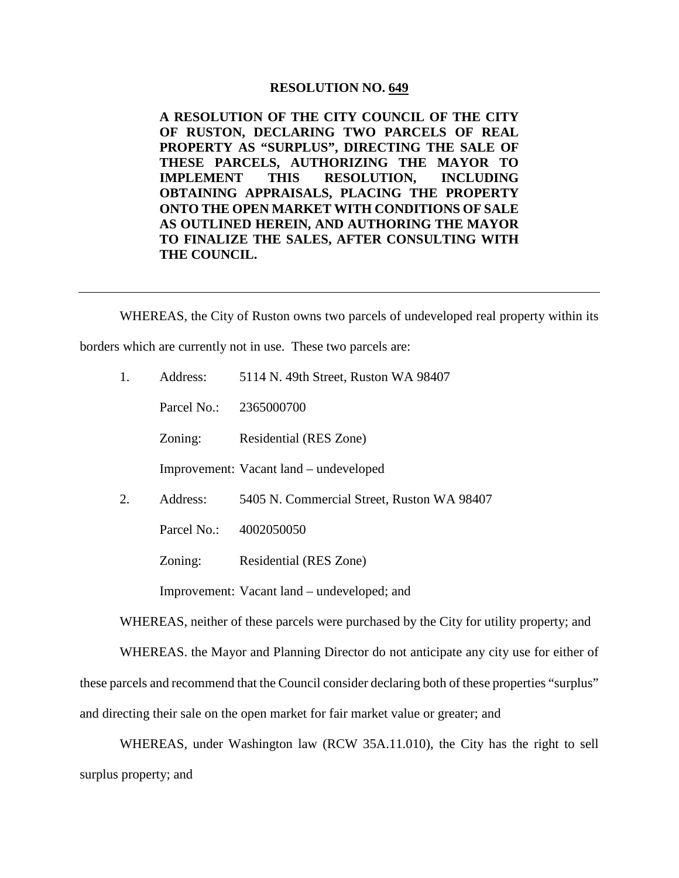# RESOLUTION NO. 649

**A RESOLUTION OF THE CITY COUNCIL OF THE CITY OF RUSTON, DECLARING TWO PARCELS OF REAL PROPERTY AS "SURPLUS", DIRECTING THE SALE OF THESE PARCELS, AUTHORIZING THE MAYOR TO IMPLEMENT THIS RESOLUTION, INCLUDING OBTAINING APPRAISALS, PLACING THE PROPERTY ONTO THE OPEN MARKET WITH CONDITIONS OF SALE AS OUTLINED HEREIN, AND AUTHORING THE MAYOR TO FINALIZE THE SALES, AFTER CONSULTING WITH THE COUNCIL.**

---

WHEREAS, the City of Ruston owns two parcels of undeveloped real property within its borders which are currently not in use. These two parcels are:

1. Address: 5114 N. 49th Street, Ruston WA 98407

   Parcel No.: 2365000700

   Zoning: Residential (RES Zone)

   Improvement: Vacant land – undeveloped

2. Address: 5405 N. Commercial Street, Ruston WA 98407

   Parcel No.: 4002050050

   Zoning: Residential (RES Zone)

   Improvement: Vacant land – undeveloped; and

WHEREAS, neither of these parcels were purchased by the City for utility property; and

WHEREAS. the Mayor and Planning Director do not anticipate any city use for either of these parcels and recommend that the Council consider declaring both of these properties "surplus" and directing their sale on the open market for fair market value or greater; and

WHEREAS, under Washington law (RCW 35A.11.010), the City has the right to sell surplus property; and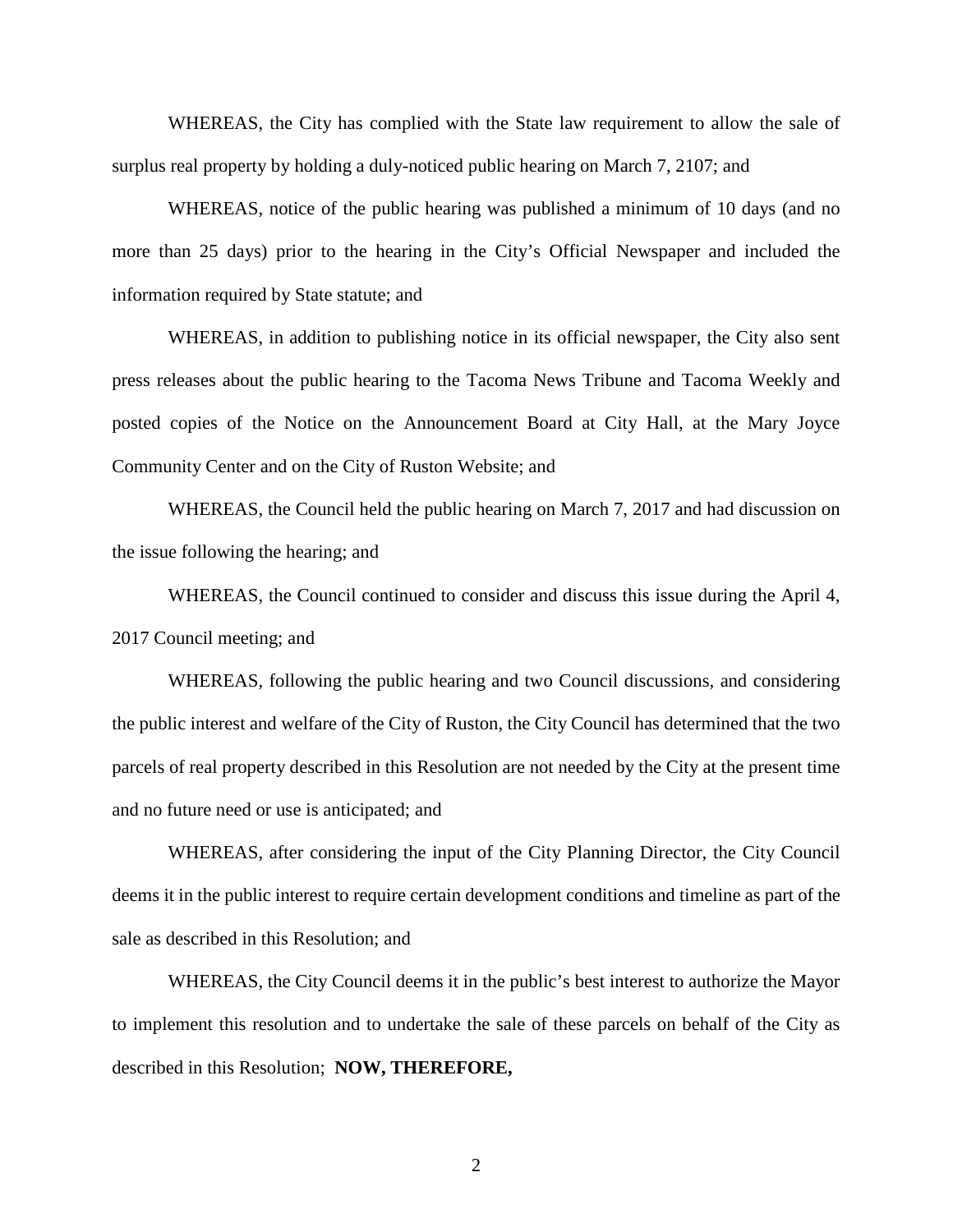WHEREAS, the City has complied with the State law requirement to allow the sale of surplus real property by holding a duly-noticed public hearing on March 7, 2107; and

WHEREAS, notice of the public hearing was published a minimum of 10 days (and no more than 25 days) prior to the hearing in the City's Official Newspaper and included the information required by State statute; and

WHEREAS, in addition to publishing notice in its official newspaper, the City also sent press releases about the public hearing to the Tacoma News Tribune and Tacoma Weekly and posted copies of the Notice on the Announcement Board at City Hall, at the Mary Joyce Community Center and on the City of Ruston Website; and

WHEREAS, the Council held the public hearing on March 7, 2017 and had discussion on the issue following the hearing; and

WHEREAS, the Council continued to consider and discuss this issue during the April 4, 2017 Council meeting; and

WHEREAS, following the public hearing and two Council discussions, and considering the public interest and welfare of the City of Ruston, the City Council has determined that the two parcels of real property described in this Resolution are not needed by the City at the present time and no future need or use is anticipated; and

WHEREAS, after considering the input of the City Planning Director, the City Council deems it in the public interest to require certain development conditions and timeline as part of the sale as described in this Resolution; and

WHEREAS, the City Council deems it in the public's best interest to authorize the Mayor to implement this resolution and to undertake the sale of these parcels on behalf of the City as described in this Resolution; **NOW, THEREFORE,**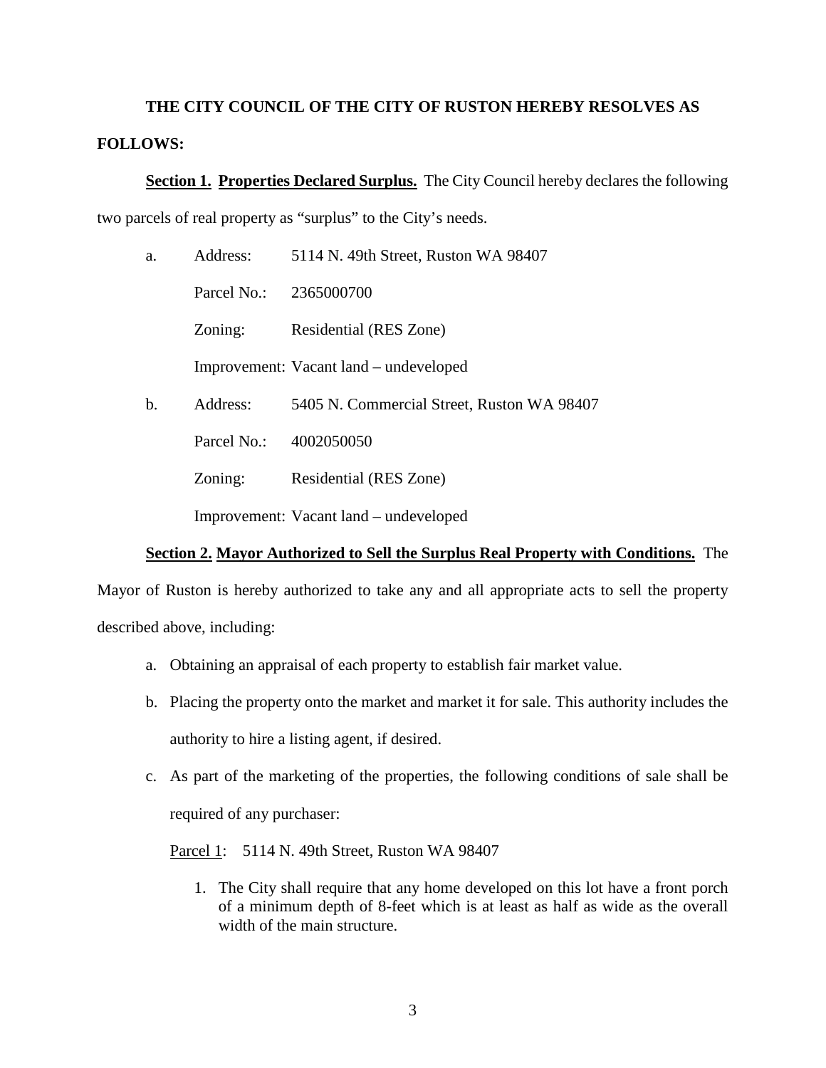**THE CITY COUNCIL OF THE CITY OF RUSTON HEREBY RESOLVES AS FOLLOWS:**

**<u>Section 1.</u> <u>Properties Declared Surplus.</u>** The City Council hereby declares the following two parcels of real property as "surplus" to the City's needs.

a. Address: 5114 N. 49th Street, Ruston WA 98407

   Parcel No.: 2365000700

   Zoning: Residential (RES Zone)

   Improvement: Vacant land – undeveloped

b. Address: 5405 N. Commercial Street, Ruston WA 98407

   Parcel No.: 4002050050

   Zoning: Residential (RES Zone)

   Improvement: Vacant land – undeveloped

**<u>Section 2.</u> <u>Mayor Authorized to Sell the Surplus Real Property with Conditions.</u>** The Mayor of Ruston is hereby authorized to take any and all appropriate acts to sell the property described above, including:

a. Obtaining an appraisal of each property to establish fair market value.

b. Placing the property onto the market and market it for sale. This authority includes the authority to hire a listing agent, if desired.

c. As part of the marketing of the properties, the following conditions of sale shall be required of any purchaser:

   <u>Parcel 1</u>: 5114 N. 49th Street, Ruston WA 98407

   1. The City shall require that any home developed on this lot have a front porch of a minimum depth of 8-feet which is at least as half as wide as the overall width of the main structure.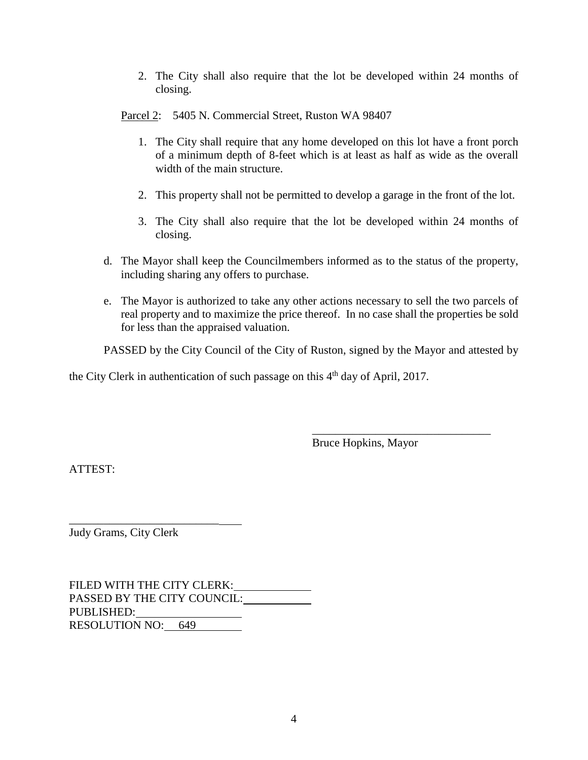2. The City shall also require that the lot be developed within 24 months of closing.

Parcel 2: 5405 N. Commercial Street, Ruston WA 98407

1. The City shall require that any home developed on this lot have a front porch of a minimum depth of 8-feet which is at least as half as wide as the overall width of the main structure.

2. This property shall not be permitted to develop a garage in the front of the lot.

3. The City shall also require that the lot be developed within 24 months of closing.

d. The Mayor shall keep the Councilmembers informed as to the status of the property, including sharing any offers to purchase.

e. The Mayor is authorized to take any other actions necessary to sell the two parcels of real property and to maximize the price thereof. In no case shall the properties be sold for less than the appraised valuation.

PASSED by the City Council of the City of Ruston, signed by the Mayor and attested by the City Clerk in authentication of such passage on this 4th day of April, 2017.

______________________________
Bruce Hopkins, Mayor

ATTEST:

______________________________
Judy Grams, City Clerk

FILED WITH THE CITY CLERK: ____________
PASSED BY THE CITY COUNCIL: ____________
PUBLISHED: ____________
RESOLUTION NO: 649